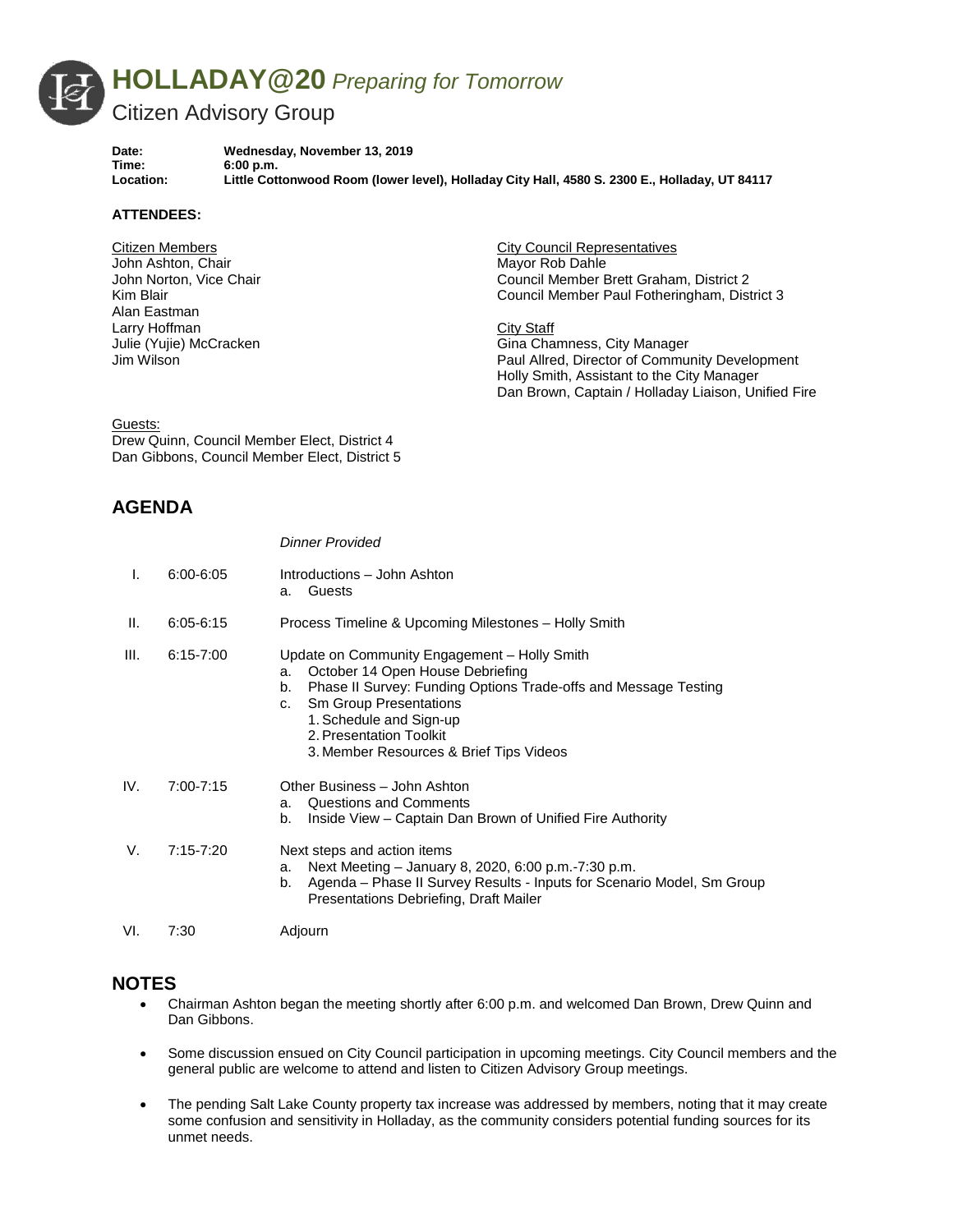# HOLLADAY@20 *Preparing for Tomorrow*

## Citizen Advisory Group

**Date:** Wednesday, November 13, 2019
**Time:** 6:00 p.m.
**Location:** Little Cottonwood Room (lower level), Holladay City Hall, 4580 S. 2300 E., Holladay, UT 84117

**ATTENDEES:**

Citizen Members
John Ashton, Chair
John Norton, Vice Chair
Kim Blair
Alan Eastman
Larry Hoffman
Julie (Yujie) McCracken
Jim Wilson

City Council Representatives
Mayor Rob Dahle
Council Member Brett Graham, District 2
Council Member Paul Fotheringham, District 3

City Staff
Gina Chamness, City Manager
Paul Allred, Director of Community Development
Holly Smith, Assistant to the City Manager
Dan Brown, Captain / Holladay Liaison, Unified Fire

Guests:
Drew Quinn, Council Member Elect, District 4
Dan Gibbons, Council Member Elect, District 5

## AGENDA

*Dinner Provided*

| | | |
|---|---|---|
| I. | 6:00-6:05 | Introductions – John Ashton<br>a. Guests |
| II. | 6:05-6:15 | Process Timeline & Upcoming Milestones – Holly Smith |
| III. | 6:15-7:00 | Update on Community Engagement – Holly Smith<br>a. October 14 Open House Debriefing<br>b. Phase II Survey: Funding Options Trade-offs and Message Testing<br>c. Sm Group Presentations<br>1. Schedule and Sign-up<br>2. Presentation Toolkit<br>3. Member Resources & Brief Tips Videos |
| IV. | 7:00-7:15 | Other Business – John Ashton<br>a. Questions and Comments<br>b. Inside View – Captain Dan Brown of Unified Fire Authority |
| V. | 7:15-7:20 | Next steps and action items<br>a. Next Meeting – January 8, 2020, 6:00 p.m.-7:30 p.m.<br>b. Agenda – Phase II Survey Results - Inputs for Scenario Model, Sm Group Presentations Debriefing, Draft Mailer |
| VI. | 7:30 | Adjourn |

## NOTES

- Chairman Ashton began the meeting shortly after 6:00 p.m. and welcomed Dan Brown, Drew Quinn and Dan Gibbons.
- Some discussion ensued on City Council participation in upcoming meetings. City Council members and the general public are welcome to attend and listen to Citizen Advisory Group meetings.
- The pending Salt Lake County property tax increase was addressed by members, noting that it may create some confusion and sensitivity in Holladay, as the community considers potential funding sources for its unmet needs.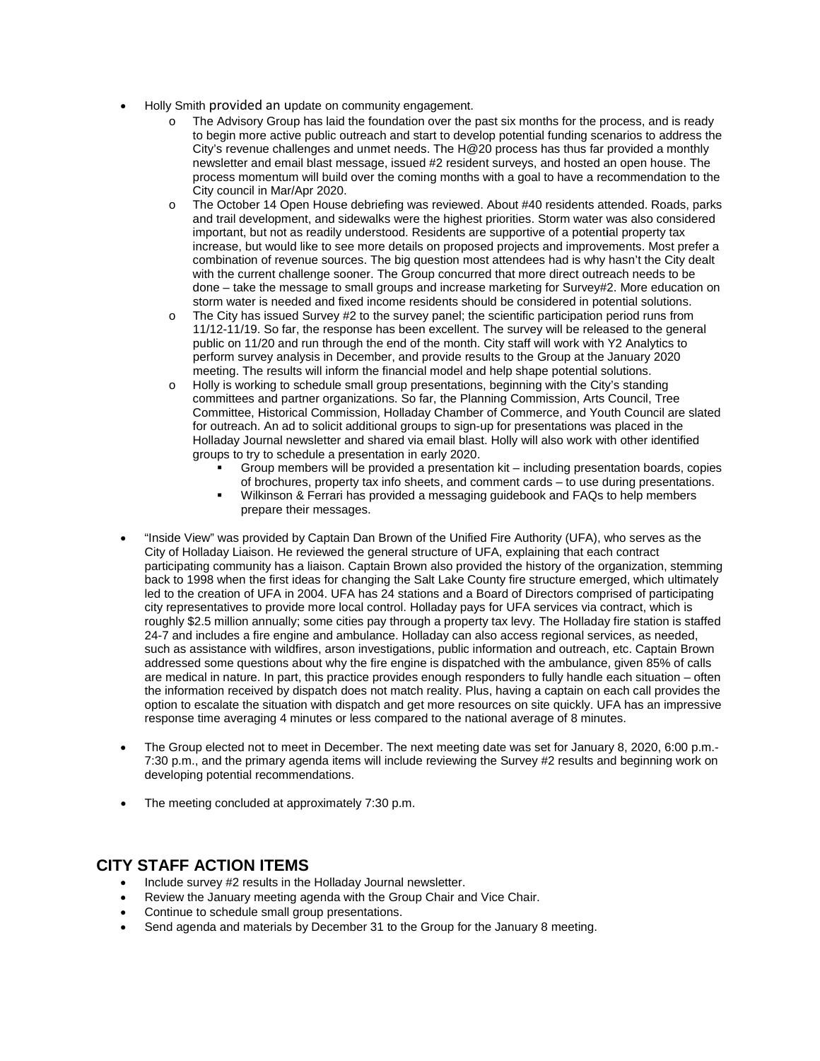- Holly Smith provided an update on community engagement.
  - The Advisory Group has laid the foundation over the past six months for the process, and is ready to begin more active public outreach and start to develop potential funding scenarios to address the City's revenue challenges and unmet needs. The H@20 process has thus far provided a monthly newsletter and email blast message, issued #2 resident surveys, and hosted an open house. The process momentum will build over the coming months with a goal to have a recommendation to the City council in Mar/Apr 2020.
  - The October 14 Open House debriefing was reviewed. About #40 residents attended. Roads, parks and trail development, and sidewalks were the highest priorities. Storm water was also considered important, but not as readily understood. Residents are supportive of a potential property tax increase, but would like to see more details on proposed projects and improvements. Most prefer a combination of revenue sources. The big question most attendees had is why hasn't the City dealt with the current challenge sooner. The Group concurred that more direct outreach needs to be done – take the message to small groups and increase marketing for Survey#2. More education on storm water is needed and fixed income residents should be considered in potential solutions.
  - The City has issued Survey #2 to the survey panel; the scientific participation period runs from 11/12-11/19. So far, the response has been excellent. The survey will be released to the general public on 11/20 and run through the end of the month. City staff will work with Y2 Analytics to perform survey analysis in December, and provide results to the Group at the January 2020 meeting. The results will inform the financial model and help shape potential solutions.
  - Holly is working to schedule small group presentations, beginning with the City's standing committees and partner organizations. So far, the Planning Commission, Arts Council, Tree Committee, Historical Commission, Holladay Chamber of Commerce, and Youth Council are slated for outreach. An ad to solicit additional groups to sign-up for presentations was placed in the Holladay Journal newsletter and shared via email blast. Holly will also work with other identified groups to try to schedule a presentation in early 2020.
    - Group members will be provided a presentation kit – including presentation boards, copies of brochures, property tax info sheets, and comment cards – to use during presentations.
    - Wilkinson & Ferrari has provided a messaging guidebook and FAQs to help members prepare their messages.

- "Inside View" was provided by Captain Dan Brown of the Unified Fire Authority (UFA), who serves as the City of Holladay Liaison. He reviewed the general structure of UFA, explaining that each contract participating community has a liaison. Captain Brown also provided the history of the organization, stemming back to 1998 when the first ideas for changing the Salt Lake County fire structure emerged, which ultimately led to the creation of UFA in 2004. UFA has 24 stations and a Board of Directors comprised of participating city representatives to provide more local control. Holladay pays for UFA services via contract, which is roughly $2.5 million annually; some cities pay through a property tax levy. The Holladay fire station is staffed 24-7 and includes a fire engine and ambulance. Holladay can also access regional services, as needed, such as assistance with wildfires, arson investigations, public information and outreach, etc. Captain Brown addressed some questions about why the fire engine is dispatched with the ambulance, given 85% of calls are medical in nature. In part, this practice provides enough responders to fully handle each situation – often the information received by dispatch does not match reality. Plus, having a captain on each call provides the option to escalate the situation with dispatch and get more resources on site quickly. UFA has an impressive response time averaging 4 minutes or less compared to the national average of 8 minutes.

- The Group elected not to meet in December. The next meeting date was set for January 8, 2020, 6:00 p.m.-7:30 p.m., and the primary agenda items will include reviewing the Survey #2 results and beginning work on developing potential recommendations.

- The meeting concluded at approximately 7:30 p.m.

## CITY STAFF ACTION ITEMS

- Include survey #2 results in the Holladay Journal newsletter.
- Review the January meeting agenda with the Group Chair and Vice Chair.
- Continue to schedule small group presentations.
- Send agenda and materials by December 31 to the Group for the January 8 meeting.